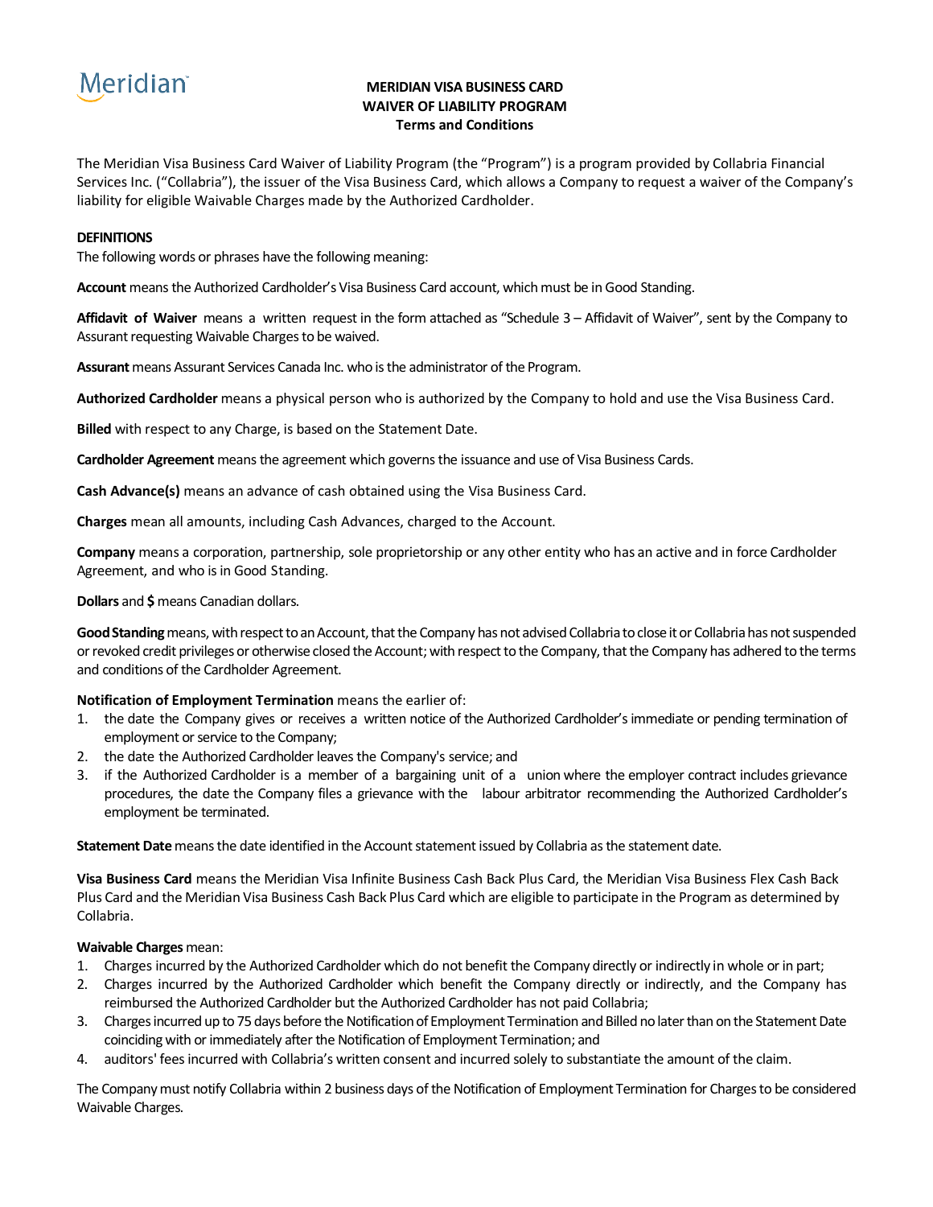Meridian

# MERIDIAN VISA BUSINESS CARD
# WAIVER OF LIABILITY PROGRAM
## Terms and Conditions

The Meridian Visa Business Card Waiver of Liability Program (the "Program") is a program provided by Collabria Financial Services Inc. ("Collabria"), the issuer of the Visa Business Card, which allows a Company to request a waiver of the Company's liability for eligible Waivable Charges made by the Authorized Cardholder.

**DEFINITIONS**

The following words or phrases have the following meaning:

**Account** means the Authorized Cardholder's Visa Business Card account, which must be in Good Standing.

**Affidavit of Waiver** means a written request in the form attached as "Schedule 3 – Affidavit of Waiver", sent by the Company to Assurant requesting Waivable Charges to be waived.

**Assurant** means Assurant Services Canada Inc. who is the administrator of the Program.

**Authorized Cardholder** means a physical person who is authorized by the Company to hold and use the Visa Business Card.

**Billed** with respect to any Charge, is based on the Statement Date.

**Cardholder Agreement** means the agreement which governs the issuance and use of Visa Business Cards.

**Cash Advance(s)** means an advance of cash obtained using the Visa Business Card.

**Charges** mean all amounts, including Cash Advances, charged to the Account.

**Company** means a corporation, partnership, sole proprietorship or any other entity who has an active and in force Cardholder Agreement, and who is in Good Standing.

**Dollars** and **$** means Canadian dollars.

**Good Standing** means, with respect to an Account, that the Company has not advised Collabria to close it or Collabria has not suspended or revoked credit privileges or otherwise closed the Account; with respect to the Company, that the Company has adhered to the terms and conditions of the Cardholder Agreement.

**Notification of Employment Termination** means the earlier of:

1. the date the Company gives or receives a written notice of the Authorized Cardholder's immediate or pending termination of employment or service to the Company;
2. the date the Authorized Cardholder leaves the Company's service; and
3. if the Authorized Cardholder is a member of a bargaining unit of a union where the employer contract includes grievance procedures, the date the Company files a grievance with the labour arbitrator recommending the Authorized Cardholder's employment be terminated.

**Statement Date** means the date identified in the Account statement issued by Collabria as the statement date.

**Visa Business Card** means the Meridian Visa Infinite Business Cash Back Plus Card, the Meridian Visa Business Flex Cash Back Plus Card and the Meridian Visa Business Cash Back Plus Card which are eligible to participate in the Program as determined by Collabria.

**Waivable Charges** mean:

1. Charges incurred by the Authorized Cardholder which do not benefit the Company directly or indirectly in whole or in part;
2. Charges incurred by the Authorized Cardholder which benefit the Company directly or indirectly, and the Company has reimbursed the Authorized Cardholder but the Authorized Cardholder has not paid Collabria;
3. Charges incurred up to 75 days before the Notification of Employment Termination and Billed no later than on the Statement Date coinciding with or immediately after the Notification of Employment Termination; and
4. auditors' fees incurred with Collabria's written consent and incurred solely to substantiate the amount of the claim.

The Company must notify Collabria within 2 business days of the Notification of Employment Termination for Charges to be considered Waivable Charges.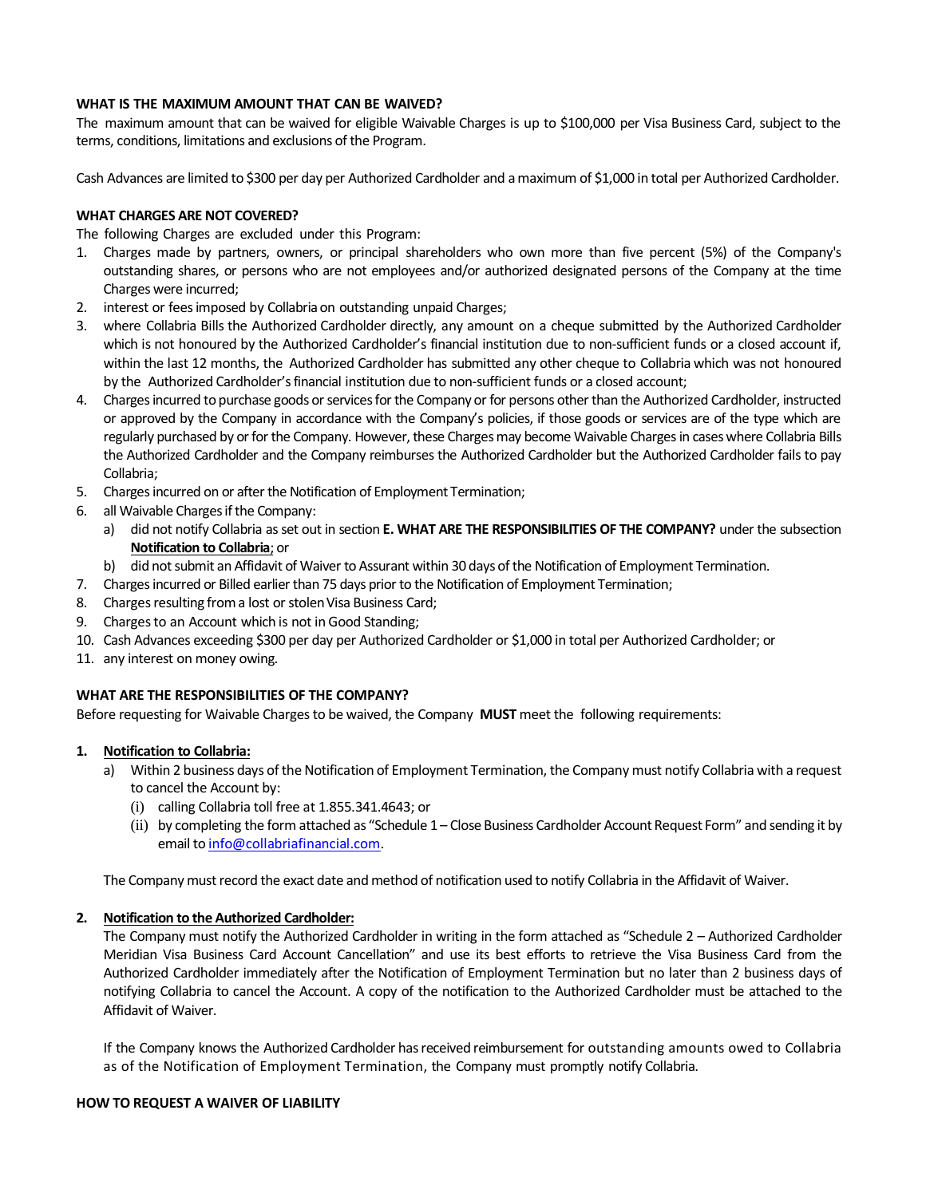### WHAT IS THE MAXIMUM AMOUNT THAT CAN BE WAIVED?

The maximum amount that can be waived for eligible Waivable Charges is up to $100,000 per Visa Business Card, subject to the terms, conditions, limitations and exclusions of the Program.

Cash Advances are limited to $300 per day per Authorized Cardholder and a maximum of $1,000 in total per Authorized Cardholder.

### WHAT CHARGES ARE NOT COVERED?

The following Charges are excluded under this Program:

1. Charges made by partners, owners, or principal shareholders who own more than five percent (5%) of the Company's outstanding shares, or persons who are not employees and/or authorized designated persons of the Company at the time Charges were incurred;
2. interest or fees imposed by Collabria on outstanding unpaid Charges;
3. where Collabria Bills the Authorized Cardholder directly, any amount on a cheque submitted by the Authorized Cardholder which is not honoured by the Authorized Cardholder's financial institution due to non-sufficient funds or a closed account if, within the last 12 months, the Authorized Cardholder has submitted any other cheque to Collabria which was not honoured by the Authorized Cardholder's financial institution due to non-sufficient funds or a closed account;
4. Charges incurred to purchase goods or services for the Company or for persons other than the Authorized Cardholder, instructed or approved by the Company in accordance with the Company's policies, if those goods or services are of the type which are regularly purchased by or for the Company. However, these Charges may become Waivable Charges in cases where Collabria Bills the Authorized Cardholder and the Company reimburses the Authorized Cardholder but the Authorized Cardholder fails to pay Collabria;
5. Charges incurred on or after the Notification of Employment Termination;
6. all Waivable Charges if the Company:
   a) did not notify Collabria as set out in section **E. WHAT ARE THE RESPONSIBILITIES OF THE COMPANY?** under the subsection **Notification to Collabria**; or
   b) did not submit an Affidavit of Waiver to Assurant within 30 days of the Notification of Employment Termination.
7. Charges incurred or Billed earlier than 75 days prior to the Notification of Employment Termination;
8. Charges resulting from a lost or stolen Visa Business Card;
9. Charges to an Account which is not in Good Standing;
10. Cash Advances exceeding $300 per day per Authorized Cardholder or $1,000 in total per Authorized Cardholder; or
11. any interest on money owing.

### WHAT ARE THE RESPONSIBILITIES OF THE COMPANY?

Before requesting for Waivable Charges to be waived, the Company **MUST** meet the following requirements:

1. **Notification to Collabria:**
   a) Within 2 business days of the Notification of Employment Termination, the Company must notify Collabria with a request to cancel the Account by:
      (i) calling Collabria toll free at 1.855.341.4643; or
      (ii) by completing the form attached as "Schedule 1 – Close Business Cardholder Account Request Form" and sending it by email to info@collabriafinancial.com.

   The Company must record the exact date and method of notification used to notify Collabria in the Affidavit of Waiver.

2. **Notification to the Authorized Cardholder:**
   The Company must notify the Authorized Cardholder in writing in the form attached as "Schedule 2 – Authorized Cardholder Meridian Visa Business Card Account Cancellation" and use its best efforts to retrieve the Visa Business Card from the Authorized Cardholder immediately after the Notification of Employment Termination but no later than 2 business days of notifying Collabria to cancel the Account. A copy of the notification to the Authorized Cardholder must be attached to the Affidavit of Waiver.

   If the Company knows the Authorized Cardholder has received reimbursement for outstanding amounts owed to Collabria as of the Notification of Employment Termination, the Company must promptly notify Collabria.

### HOW TO REQUEST A WAIVER OF LIABILITY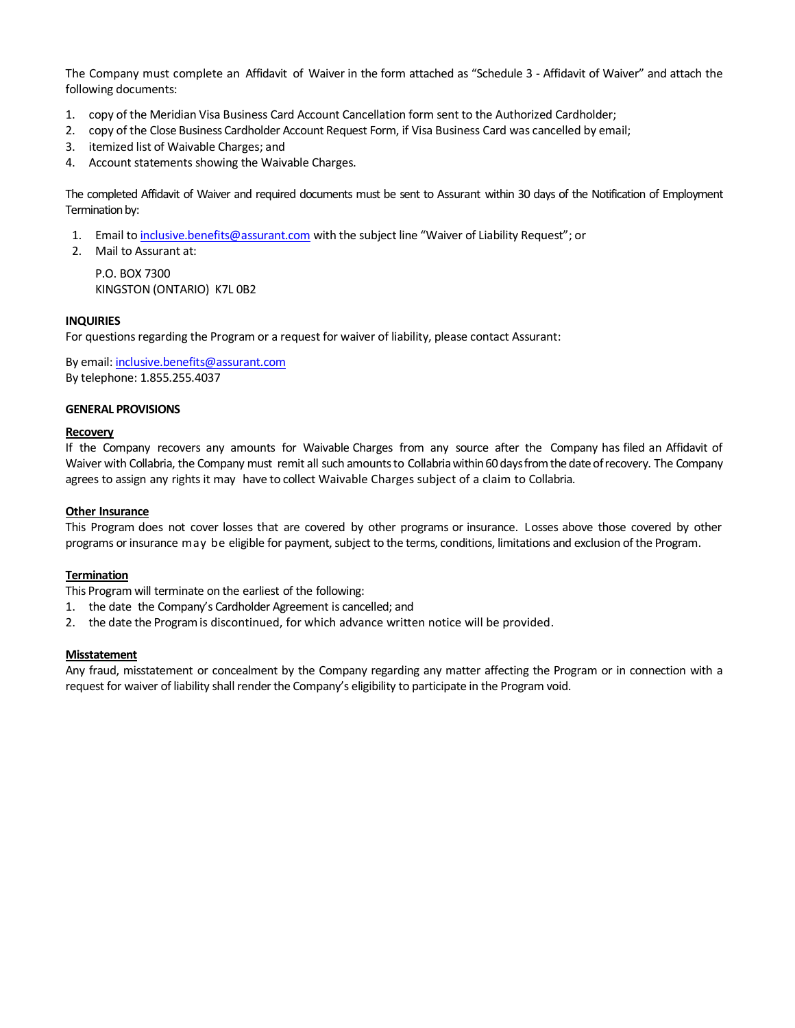The Company must complete an Affidavit of Waiver in the form attached as "Schedule 3 - Affidavit of Waiver" and attach the following documents:

1. copy of the Meridian Visa Business Card Account Cancellation form sent to the Authorized Cardholder;
2. copy of the Close Business Cardholder Account Request Form, if Visa Business Card was cancelled by email;
3. itemized list of Waivable Charges; and
4. Account statements showing the Waivable Charges.

The completed Affidavit of Waiver and required documents must be sent to Assurant within 30 days of the Notification of Employment Termination by:

1. Email to inclusive.benefits@assurant.com with the subject line "Waiver of Liability Request"; or
2. Mail to Assurant at:

   P.O. BOX 7300
   KINGSTON (ONTARIO) K7L 0B2

**INQUIRIES**

For questions regarding the Program or a request for waiver of liability, please contact Assurant:

By email: inclusive.benefits@assurant.com
By telephone: 1.855.255.4037

**GENERAL PROVISIONS**

**Recovery**

If the Company recovers any amounts for Waivable Charges from any source after the Company has filed an Affidavit of Waiver with Collabria, the Company must remit all such amounts to Collabria within 60 days from the date of recovery. The Company agrees to assign any rights it may have to collect Waivable Charges subject of a claim to Collabria.

**Other Insurance**

This Program does not cover losses that are covered by other programs or insurance. Losses above those covered by other programs or insurance may be eligible for payment, subject to the terms, conditions, limitations and exclusion of the Program.

**Termination**

This Program will terminate on the earliest of the following:

1. the date the Company's Cardholder Agreement is cancelled; and
2. the date the Program is discontinued, for which advance written notice will be provided.

**Misstatement**

Any fraud, misstatement or concealment by the Company regarding any matter affecting the Program or in connection with a request for waiver of liability shall render the Company's eligibility to participate in the Program void.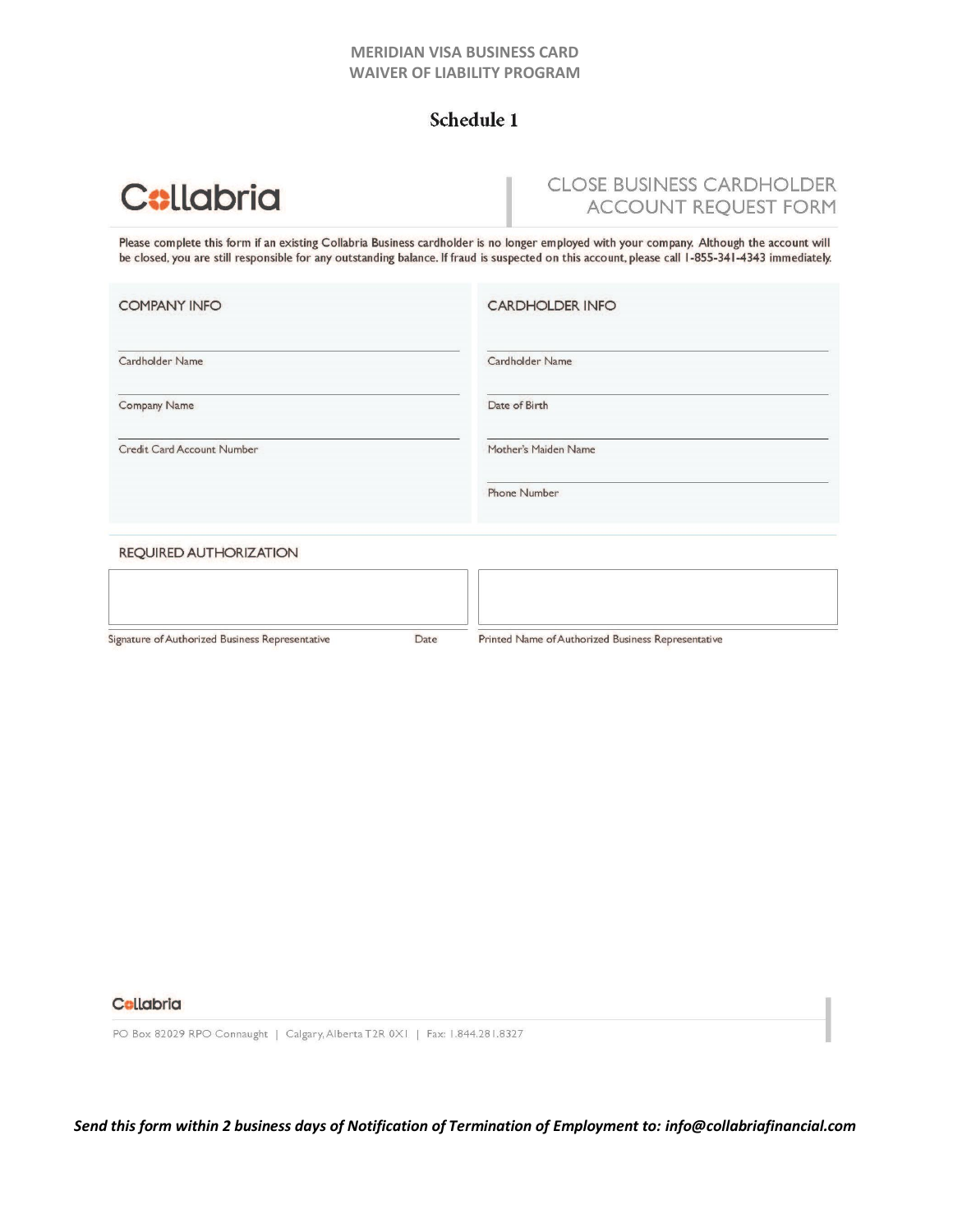**MERIDIAN VISA BUSINESS CARD**
**WAIVER OF LIABILITY PROGRAM**

# Schedule 1

Collabria

## CLOSE BUSINESS CARDHOLDER ACCOUNT REQUEST FORM

Please complete this form if an existing Collabria Business cardholder is no longer employed with your company. Although the account will be closed, you are still responsible for any outstanding balance. If fraud is suspected on this account, please call 1-855-341-4343 immediately.

### COMPANY INFO

Cardholder Name: ____________________

Company Name: ____________________

Credit Card Account Number: ____________________

### CARDHOLDER INFO

Cardholder Name: ____________________

Date of Birth: ____________________

Mother's Maiden Name: ____________________

Phone Number: ____________________

### REQUIRED AUTHORIZATION

Signature of Authorized Business Representative: ____________________ Date: __________

Printed Name of Authorized Business Representative: ____________________

Collabria

PO Box 82029 RPO Connaught | Calgary, Alberta T2R 0X1 | Fax: 1.844.281.8327

***Send this form within 2 business days of Notification of Termination of Employment to: info@collabriafinancial.com***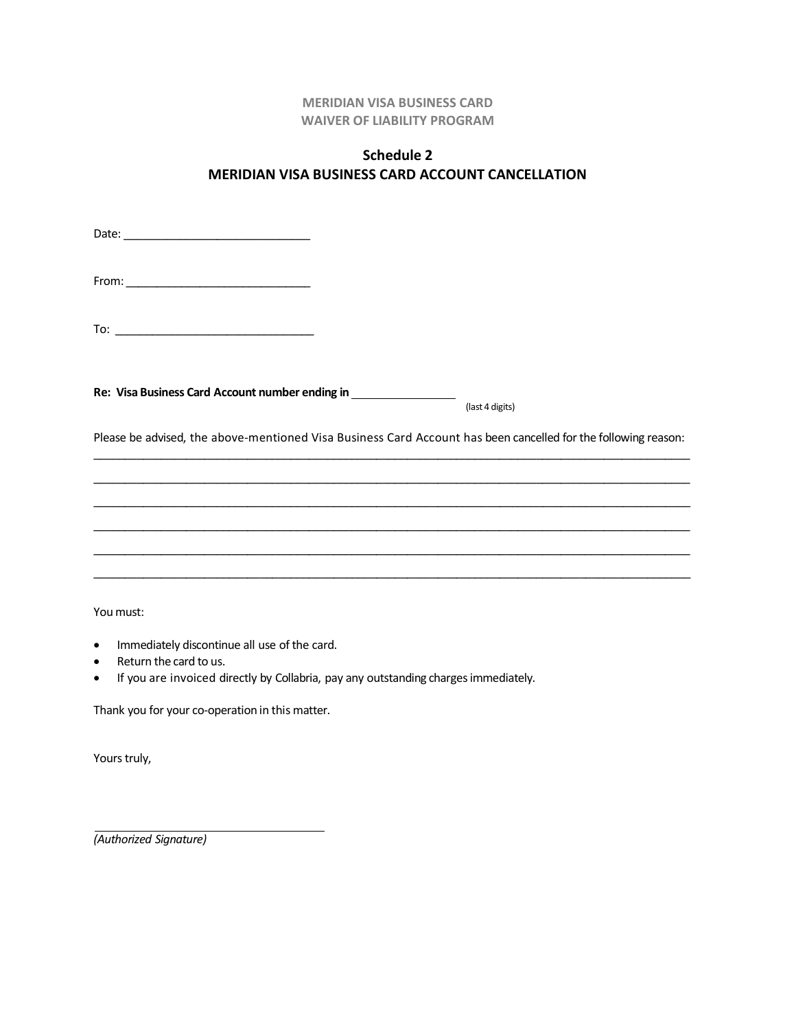MERIDIAN VISA BUSINESS CARD
WAIVER OF LIABILITY PROGRAM

## Schedule 2
## MERIDIAN VISA BUSINESS CARD ACCOUNT CANCELLATION

Date: ______________________________

From: ______________________________

To: ________________________________

**Re: Visa Business Card Account number ending in** ________________ (last 4 digits)

Please be advised, the above-mentioned Visa Business Card Account has been cancelled for the following reason:
____________________________________________________________________________________________
____________________________________________________________________________________________
____________________________________________________________________________________________
____________________________________________________________________________________________
____________________________________________________________________________________________
____________________________________________________________________________________________

You must:

- Immediately discontinue all use of the card.
- Return the card to us.
- If you are invoiced directly by Collabria, pay any outstanding charges immediately.

Thank you for your co-operation in this matter.

Yours truly,

______________________________________
*(Authorized Signature)*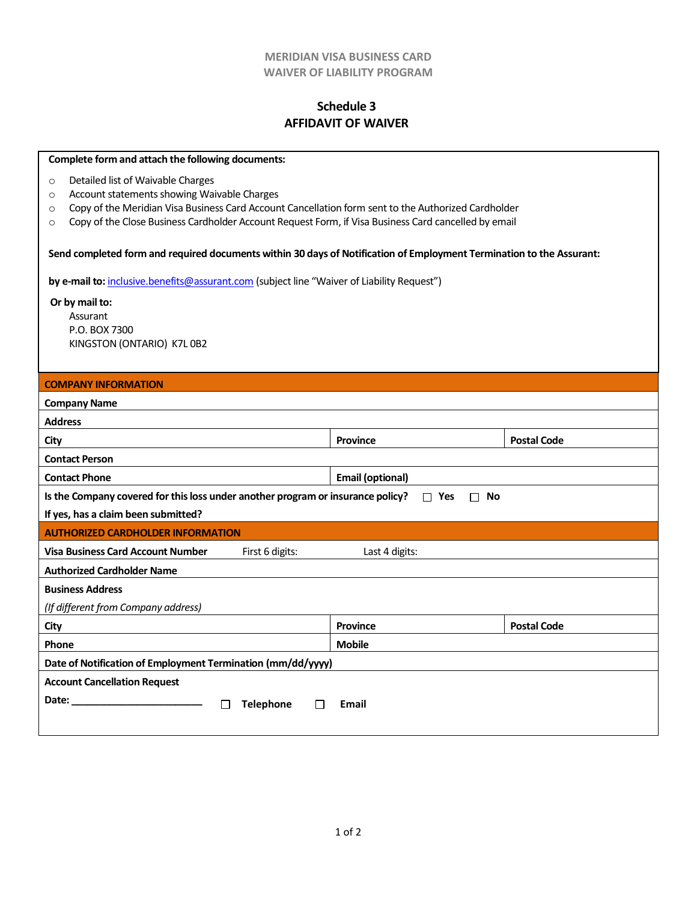MERIDIAN VISA BUSINESS CARD
WAIVER OF LIABILITY PROGRAM

# Schedule 3
# AFFIDAVIT OF WAIVER

**Complete form and attach the following documents:**

- Detailed list of Waivable Charges
- Account statements showing Waivable Charges
- Copy of the Meridian Visa Business Card Account Cancellation form sent to the Authorized Cardholder
- Copy of the Close Business Cardholder Account Request Form, if Visa Business Card cancelled by email

**Send completed form and required documents within 30 days of Notification of Employment Termination to the Assurant:**

**by e-mail to:** inclusive.benefits@assurant.com (subject line "Waiver of Liability Request")

**Or by mail to:**
Assurant
P.O. BOX 7300
KINGSTON (ONTARIO) K7L 0B2

| **COMPANY INFORMATION** | | |
|---|---|---|
| **Company Name** | | |
| **Address** | | |
| **City** | **Province** | **Postal Code** |
| **Contact Person** | | |
| **Contact Phone** | **Email (optional)** | |
| **Is the Company covered for this loss under another program or insurance policy?** ☐ **Yes** ☐ **No** | | |
| **If yes, has a claim been submitted?** | | |
| **AUTHORIZED CARDHOLDER INFORMATION** | | |
| **Visa Business Card Account Number** First 6 digits: Last 4 digits: | | |
| **Authorized Cardholder Name** | | |
| **Business Address** *(If different from Company address)* | | |
| **City** | **Province** | **Postal Code** |
| **Phone** | **Mobile** | |
| **Date of Notification of Employment Termination (mm/dd/yyyy)** | | |
| **Account Cancellation Request** **Date:** ______________________ ☐ **Telephone** ☐ **Email** | | |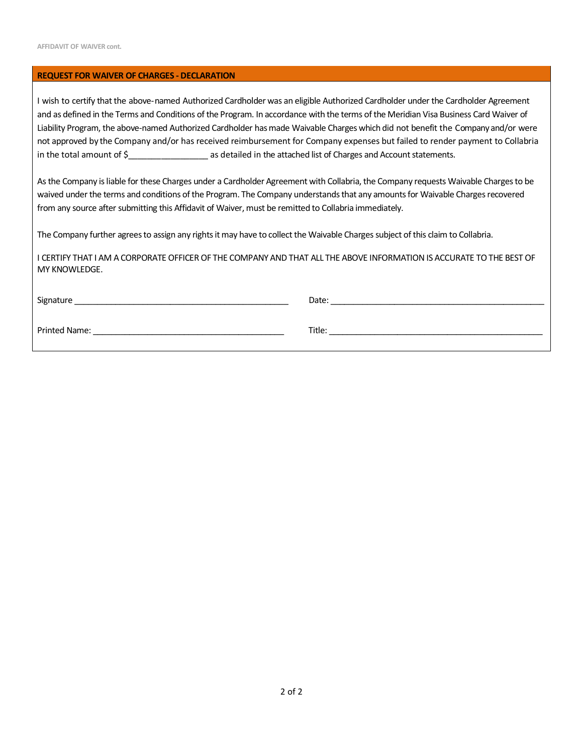## REQUEST FOR WAIVER OF CHARGES - DECLARATION

I wish to certify that the above-named Authorized Cardholder was an eligible Authorized Cardholder under the Cardholder Agreement and as defined in the Terms and Conditions of the Program. In accordance with the terms of the Meridian Visa Business Card Waiver of Liability Program, the above-named Authorized Cardholder has made Waivable Charges which did not benefit the Company and/or were not approved by the Company and/or has received reimbursement for Company expenses but failed to render payment to Collabria in the total amount of $_________________ as detailed in the attached list of Charges and Account statements.

As the Company is liable for these Charges under a Cardholder Agreement with Collabria, the Company requests Waivable Charges to be waived under the terms and conditions of the Program. The Company understands that any amounts for Waivable Charges recovered from any source after submitting this Affidavit of Waiver, must be remitted to Collabria immediately.

The Company further agrees to assign any rights it may have to collect the Waivable Charges subject of this claim to Collabria.

I CERTIFY THAT I AM A CORPORATE OFFICER OF THE COMPANY AND THAT ALL THE ABOVE INFORMATION IS ACCURATE TO THE BEST OF MY KNOWLEDGE.

Signature ________________________________________________ Date: ________________________________________________

Printed Name: ___________________________________________ Title: ________________________________________________